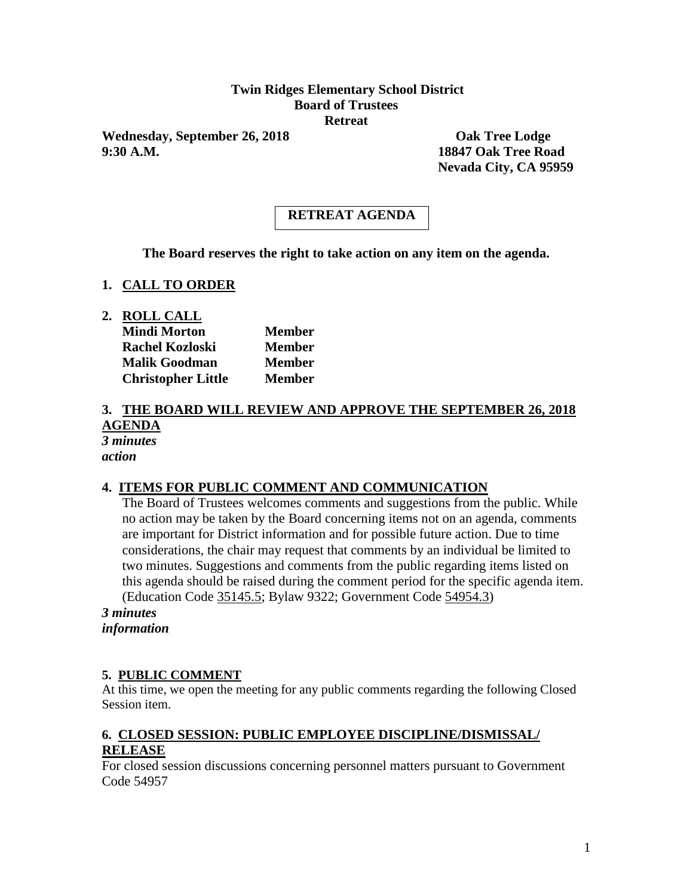**Twin Ridges Elementary School District**
**Board of Trustees**
**Retreat**

**Wednesday, September 26, 2018**
**9:30 A.M.**

**Oak Tree Lodge**
**18847 Oak Tree Road**
**Nevada City, CA 95959**

# RETREAT AGENDA

**The Board reserves the right to take action on any item on the agenda.**

## 1. CALL TO ORDER

## 2. ROLL CALL

| | |
|---|---|
| **Mindi Morton** | **Member** |
| **Rachel Kozloski** | **Member** |
| **Malik Goodman** | **Member** |
| **Christopher Little** | **Member** |

## 3. THE BOARD WILL REVIEW AND APPROVE THE SEPTEMBER 26, 2018 AGENDA

***3 minutes***
***action***

## 4. ITEMS FOR PUBLIC COMMENT AND COMMUNICATION

The Board of Trustees welcomes comments and suggestions from the public. While no action may be taken by the Board concerning items not on an agenda, comments are important for District information and for possible future action. Due to time considerations, the chair may request that comments by an individual be limited to two minutes. Suggestions and comments from the public regarding items listed on this agenda should be raised during the comment period for the specific agenda item. (Education Code 35145.5; Bylaw 9322; Government Code 54954.3)

***3 minutes***
***information***

## 5. PUBLIC COMMENT

At this time, we open the meeting for any public comments regarding the following Closed Session item.

## 6. CLOSED SESSION: PUBLIC EMPLOYEE DISCIPLINE/DISMISSAL/ RELEASE

For closed session discussions concerning personnel matters pursuant to Government Code 54957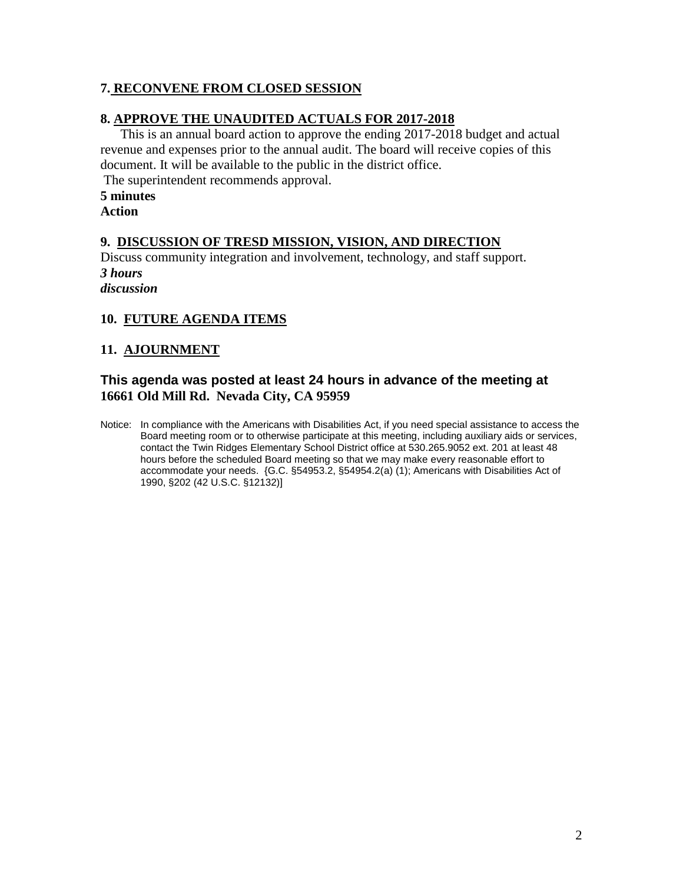**7. <u>RECONVENE FROM CLOSED SESSION</u>**

**8. <u>APPROVE THE UNAUDITED ACTUALS FOR 2017-2018</u>**

This is an annual board action to approve the ending 2017-2018 budget and actual revenue and expenses prior to the annual audit. The board will receive copies of this document. It will be available to the public in the district office.

The superintendent recommends approval.

**5 minutes**
**Action**

**9. <u>DISCUSSION OF TRESD MISSION, VISION, AND DIRECTION</u>**

Discuss community integration and involvement, technology, and staff support.

***3 hours***
***discussion***

**10. <u>FUTURE AGENDA ITEMS</u>**

**11. <u>AJOURNMENT</u>**

**This agenda was posted at least 24 hours in advance of the meeting at 16661 Old Mill Rd. Nevada City, CA 95959**

Notice: In compliance with the Americans with Disabilities Act, if you need special assistance to access the Board meeting room or to otherwise participate at this meeting, including auxiliary aids or services, contact the Twin Ridges Elementary School District office at 530.265.9052 ext. 201 at least 48 hours before the scheduled Board meeting so that we may make every reasonable effort to accommodate your needs. {G.C. §54953.2, §54954.2(a) (1); Americans with Disabilities Act of 1990, §202 (42 U.S.C. §12132)]